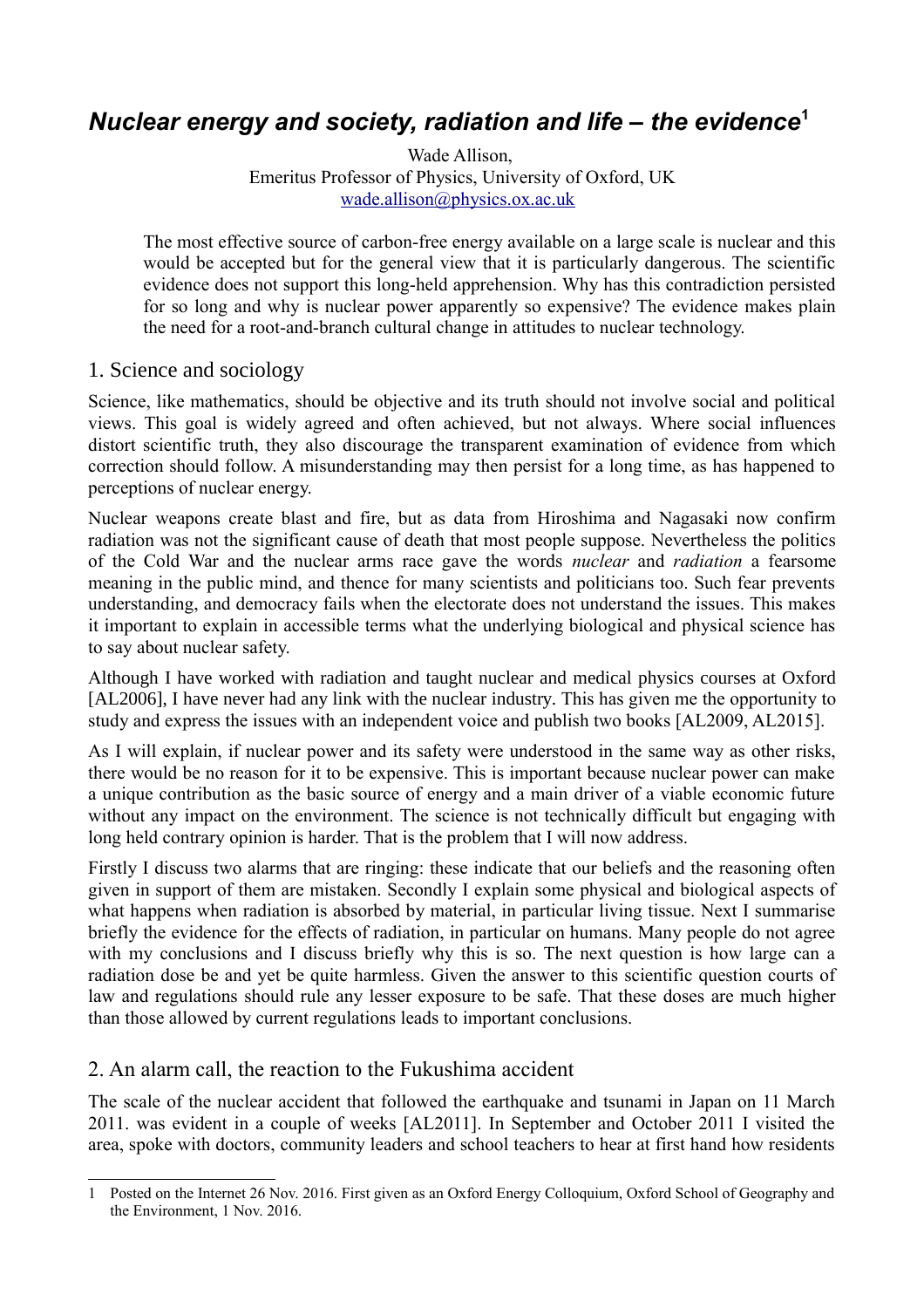# *Nuclear energy and society, radiation and life – the evidence*[1]

Wade Allison,
Emeritus Professor of Physics, University of Oxford, UK
wade.allison@physics.ox.ac.uk

> The most effective source of carbon-free energy available on a large scale is nuclear and this would be accepted but for the general view that it is particularly dangerous. The scientific evidence does not support this long-held apprehension. Why has this contradiction persisted for so long and why is nuclear power apparently so expensive? The evidence makes plain the need for a root-and-branch cultural change in attitudes to nuclear technology.

## 1. Science and sociology

Science, like mathematics, should be objective and its truth should not involve social and political views. This goal is widely agreed and often achieved, but not always. Where social influences distort scientific truth, they also discourage the transparent examination of evidence from which correction should follow. A misunderstanding may then persist for a long time, as has happened to perceptions of nuclear energy.

Nuclear weapons create blast and fire, but as data from Hiroshima and Nagasaki now confirm radiation was not the significant cause of death that most people suppose. Nevertheless the politics of the Cold War and the nuclear arms race gave the words *nuclear* and *radiation* a fearsome meaning in the public mind, and thence for many scientists and politicians too. Such fear prevents understanding, and democracy fails when the electorate does not understand the issues. This makes it important to explain in accessible terms what the underlying biological and physical science has to say about nuclear safety.

Although I have worked with radiation and taught nuclear and medical physics courses at Oxford [AL2006], I have never had any link with the nuclear industry. This has given me the opportunity to study and express the issues with an independent voice and publish two books [AL2009, AL2015].

As I will explain, if nuclear power and its safety were understood in the same way as other risks, there would be no reason for it to be expensive. This is important because nuclear power can make a unique contribution as the basic source of energy and a main driver of a viable economic future without any impact on the environment. The science is not technically difficult but engaging with long held contrary opinion is harder. That is the problem that I will now address.

Firstly I discuss two alarms that are ringing: these indicate that our beliefs and the reasoning often given in support of them are mistaken. Secondly I explain some physical and biological aspects of what happens when radiation is absorbed by material, in particular living tissue. Next I summarise briefly the evidence for the effects of radiation, in particular on humans. Many people do not agree with my conclusions and I discuss briefly why this is so. The next question is how large can a radiation dose be and yet be quite harmless. Given the answer to this scientific question courts of law and regulations should rule any lesser exposure to be safe. That these doses are much higher than those allowed by current regulations leads to important conclusions.

## 2. An alarm call, the reaction to the Fukushima accident

The scale of the nuclear accident that followed the earthquake and tsunami in Japan on 11 March 2011. was evident in a couple of weeks [AL2011]. In September and October 2011 I visited the area, spoke with doctors, community leaders and school teachers to hear at first hand how residents

---

[1] Posted on the Internet 26 Nov. 2016. First given as an Oxford Energy Colloquium, Oxford School of Geography and the Environment, 1 Nov. 2016.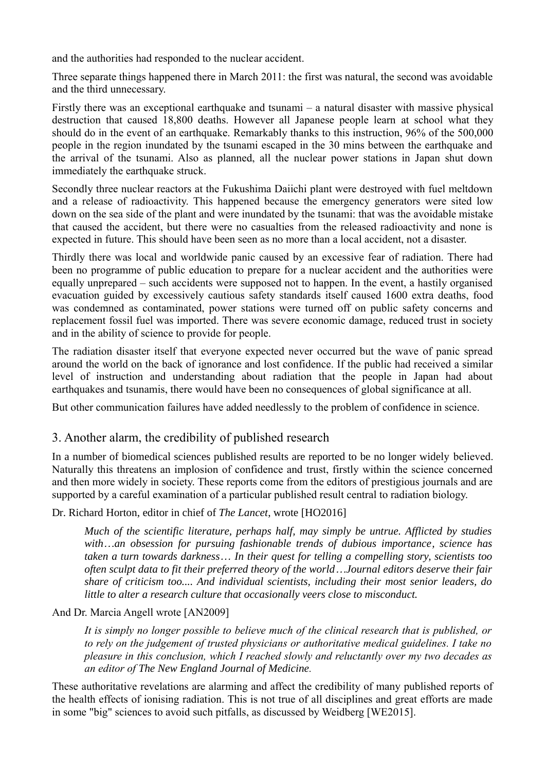and the authorities had responded to the nuclear accident.

Three separate things happened there in March 2011: the first was natural, the second was avoidable and the third unnecessary.

Firstly there was an exceptional earthquake and tsunami – a natural disaster with massive physical destruction that caused 18,800 deaths. However all Japanese people learn at school what they should do in the event of an earthquake. Remarkably thanks to this instruction, 96% of the 500,000 people in the region inundated by the tsunami escaped in the 30 mins between the earthquake and the arrival of the tsunami. Also as planned, all the nuclear power stations in Japan shut down immediately the earthquake struck.

Secondly three nuclear reactors at the Fukushima Daiichi plant were destroyed with fuel meltdown and a release of radioactivity. This happened because the emergency generators were sited low down on the sea side of the plant and were inundated by the tsunami: that was the avoidable mistake that caused the accident, but there were no casualties from the released radioactivity and none is expected in future. This should have been seen as no more than a local accident, not a disaster.

Thirdly there was local and worldwide panic caused by an excessive fear of radiation. There had been no programme of public education to prepare for a nuclear accident and the authorities were equally unprepared – such accidents were supposed not to happen. In the event, a hastily organised evacuation guided by excessively cautious safety standards itself caused 1600 extra deaths, food was condemned as contaminated, power stations were turned off on public safety concerns and replacement fossil fuel was imported. There was severe economic damage, reduced trust in society and in the ability of science to provide for people.

The radiation disaster itself that everyone expected never occurred but the wave of panic spread around the world on the back of ignorance and lost confidence. If the public had received a similar level of instruction and understanding about radiation that the people in Japan had about earthquakes and tsunamis, there would have been no consequences of global significance at all.

But other communication failures have added needlessly to the problem of confidence in science.

## 3. Another alarm, the credibility of published research

In a number of biomedical sciences published results are reported to be no longer widely believed. Naturally this threatens an implosion of confidence and trust, firstly within the science concerned and then more widely in society. These reports come from the editors of prestigious journals and are supported by a careful examination of a particular published result central to radiation biology.

Dr. Richard Horton, editor in chief of *The Lancet*, wrote [HO2016]

> ***Much of the scientific literature, perhaps half, may simply be untrue. Afflicted by studies with…an obsession for pursuing fashionable trends of dubious importance, science has taken a turn towards darkness… In their quest for telling a compelling story, scientists too often sculpt data to fit their preferred theory of the world…Journal editors deserve their fair share of criticism too.... And individual scientists, including their most senior leaders, do little to alter a research culture that occasionally veers close to misconduct.***

And Dr. Marcia Angell wrote [AN2009]

> *It is simply no longer possible to believe much of the clinical research that is published, or to rely on the judgement of trusted physicians or authoritative medical guidelines. I take no pleasure in this conclusion, which I reached slowly and reluctantly over my two decades as an editor of The New England Journal of Medicine.*

These authoritative revelations are alarming and affect the credibility of many published reports of the health effects of ionising radiation. This is not true of all disciplines and great efforts are made in some "big" sciences to avoid such pitfalls, as discussed by Weidberg [WE2015].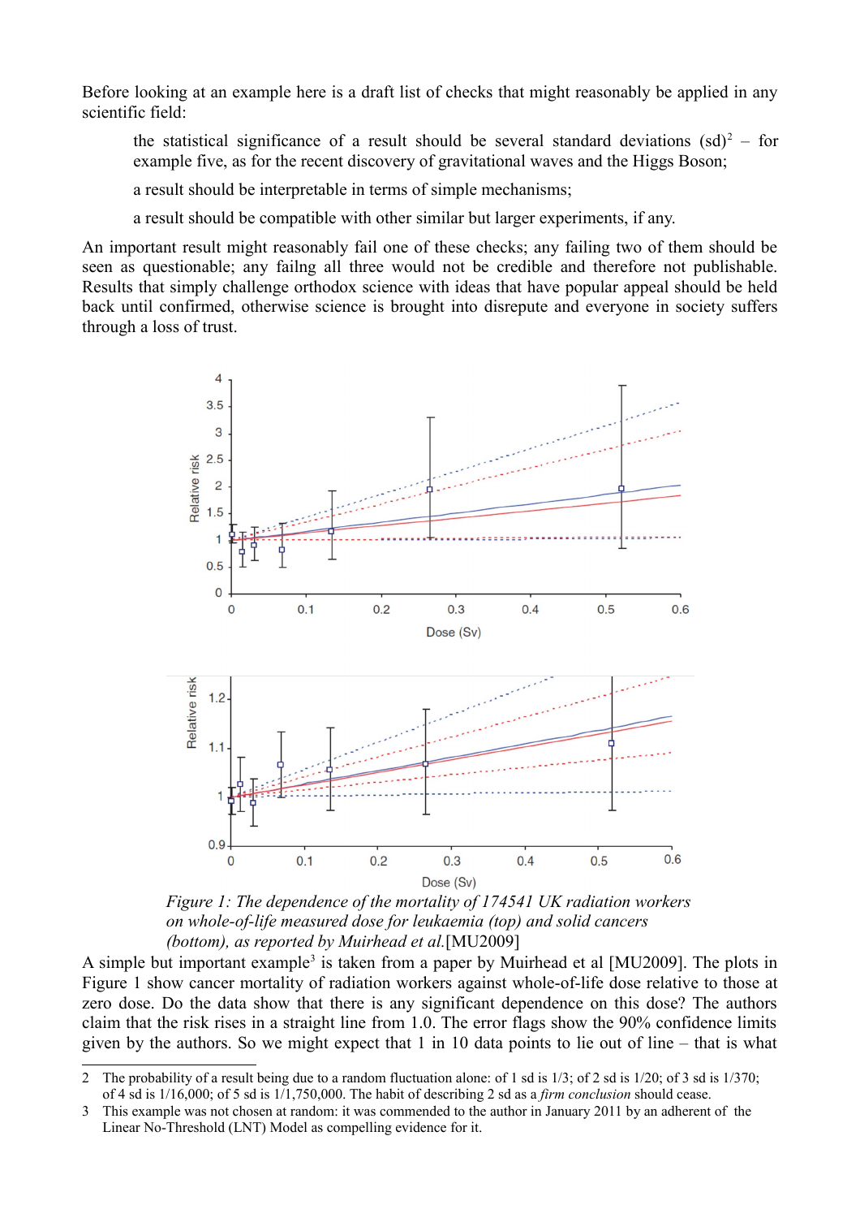Before looking at an example here is a draft list of checks that might reasonably be applied in any scientific field:

> the statistical significance of a result should be several standard deviations (sd)[2] – for example five, as for the recent discovery of gravitational waves and the Higgs Boson;
>
> a result should be interpretable in terms of simple mechanisms;
>
> a result should be compatible with other similar but larger experiments, if any.

An important result might reasonably fail one of these checks; any failing two of them should be seen as questionable; any failng all three would not be credible and therefore not publishable. Results that simply challenge orthodox science with ideas that have popular appeal should be held back until confirmed, otherwise science is brought into disrepute and everyone in society suffers through a loss of trust.

*Figure 1: The dependence of the mortality of 174541 UK radiation workers on whole-of-life measured dose for leukaemia (top) and solid cancers (bottom), as reported by Muirhead et al.*[MU2009]

A simple but important example[3] is taken from a paper by Muirhead et al [MU2009]. The plots in Figure 1 show cancer mortality of radiation workers against whole-of-life dose relative to those at zero dose. Do the data show that there is any significant dependence on this dose? The authors claim that the risk rises in a straight line from 1.0. The error flags show the 90% confidence limits given by the authors. So we might expect that 1 in 10 data points to lie out of line – that is what

---

2 The probability of a result being due to a random fluctuation alone: of 1 sd is 1/3; of 2 sd is 1/20; of 3 sd is 1/370; of 4 sd is 1/16,000; of 5 sd is 1/1,750,000. The habit of describing 2 sd as a *firm conclusion* should cease.

3 This example was not chosen at random: it was commended to the author in January 2011 by an adherent of the Linear No-Threshold (LNT) Model as compelling evidence for it.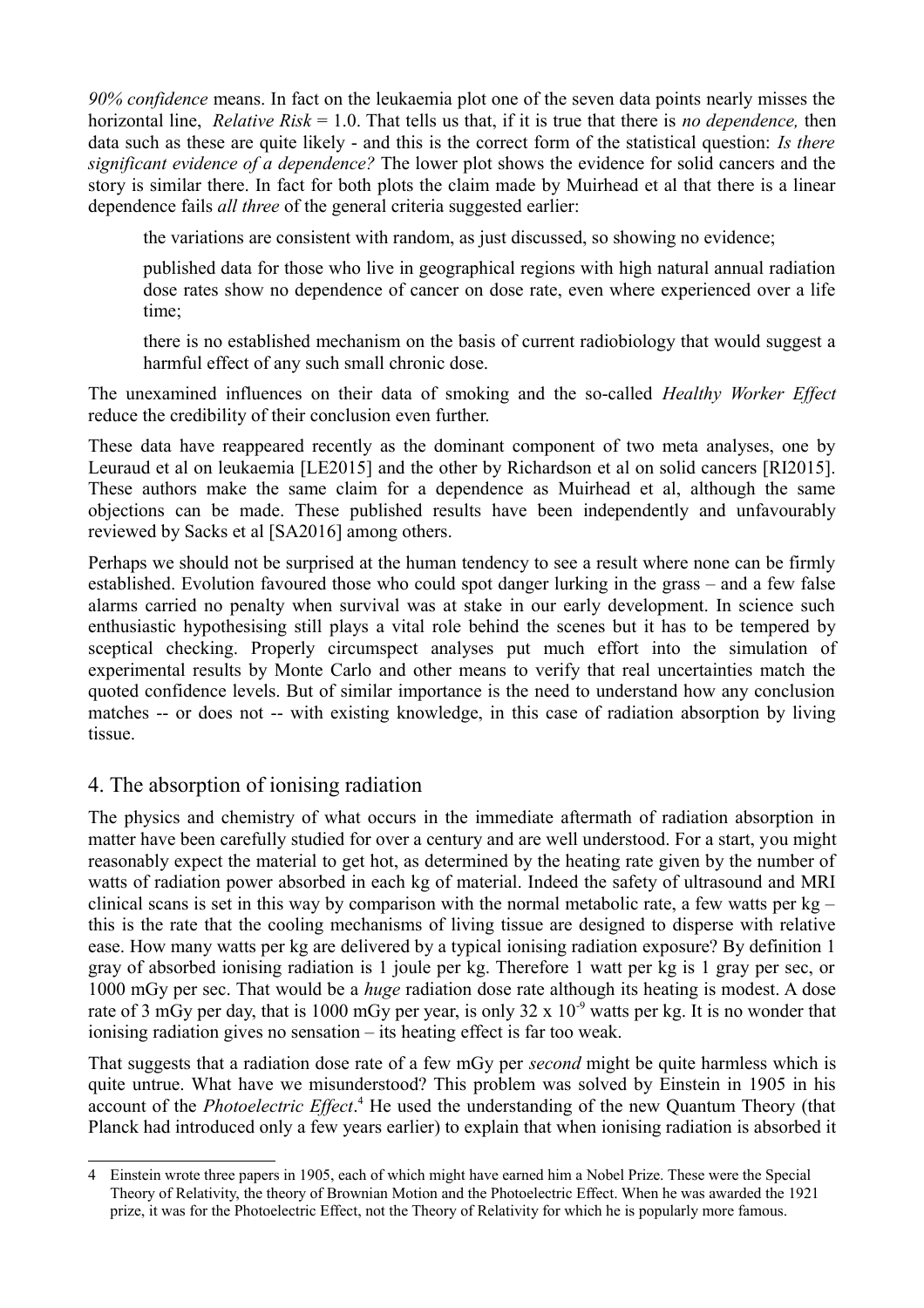*90% confidence* means. In fact on the leukaemia plot one of the seven data points nearly misses the horizontal line, *Relative Risk* = 1.0. That tells us that, if it is true that there is *no dependence,* then data such as these are quite likely - and this is the correct form of the statistical question: *Is there significant evidence of a dependence?* The lower plot shows the evidence for solid cancers and the story is similar there. In fact for both plots the claim made by Muirhead et al that there is a linear dependence fails *all three* of the general criteria suggested earlier:

> the variations are consistent with random, as just discussed, so showing no evidence;
>
> published data for those who live in geographical regions with high natural annual radiation dose rates show no dependence of cancer on dose rate, even where experienced over a life time;
>
> there is no established mechanism on the basis of current radiobiology that would suggest a harmful effect of any such small chronic dose.

The unexamined influences on their data of smoking and the so-called *Healthy Worker Effect* reduce the credibility of their conclusion even further.

These data have reappeared recently as the dominant component of two meta analyses, one by Leuraud et al on leukaemia [LE2015] and the other by Richardson et al on solid cancers [RI2015]. These authors make the same claim for a dependence as Muirhead et al, although the same objections can be made. These published results have been independently and unfavourably reviewed by Sacks et al [SA2016] among others.

Perhaps we should not be surprised at the human tendency to see a result where none can be firmly established. Evolution favoured those who could spot danger lurking in the grass – and a few false alarms carried no penalty when survival was at stake in our early development. In science such enthusiastic hypothesising still plays a vital role behind the scenes but it has to be tempered by sceptical checking. Properly circumspect analyses put much effort into the simulation of experimental results by Monte Carlo and other means to verify that real uncertainties match the quoted confidence levels. But of similar importance is the need to understand how any conclusion matches -- or does not -- with existing knowledge, in this case of radiation absorption by living tissue.

## 4. The absorption of ionising radiation

The physics and chemistry of what occurs in the immediate aftermath of radiation absorption in matter have been carefully studied for over a century and are well understood. For a start, you might reasonably expect the material to get hot, as determined by the heating rate given by the number of watts of radiation power absorbed in each kg of material. Indeed the safety of ultrasound and MRI clinical scans is set in this way by comparison with the normal metabolic rate, a few watts per kg – this is the rate that the cooling mechanisms of living tissue are designed to disperse with relative ease. How many watts per kg are delivered by a typical ionising radiation exposure? By definition 1 gray of absorbed ionising radiation is 1 joule per kg. Therefore 1 watt per kg is 1 gray per sec, or 1000 mGy per sec. That would be a *huge* radiation dose rate although its heating is modest. A dose rate of 3 mGy per day, that is 1000 mGy per year, is only $32 \times 10^{-9}$ watts per kg. It is no wonder that ionising radiation gives no sensation – its heating effect is far too weak.

That suggests that a radiation dose rate of a few mGy per *second* might be quite harmless which is quite untrue. What have we misunderstood? This problem was solved by Einstein in 1905 in his account of the *Photoelectric Effect*.[4] He used the understanding of the new Quantum Theory (that Planck had introduced only a few years earlier) to explain that when ionising radiation is absorbed it

---

4 Einstein wrote three papers in 1905, each of which might have earned him a Nobel Prize. These were the Special Theory of Relativity, the theory of Brownian Motion and the Photoelectric Effect. When he was awarded the 1921 prize, it was for the Photoelectric Effect, not the Theory of Relativity for which he is popularly more famous.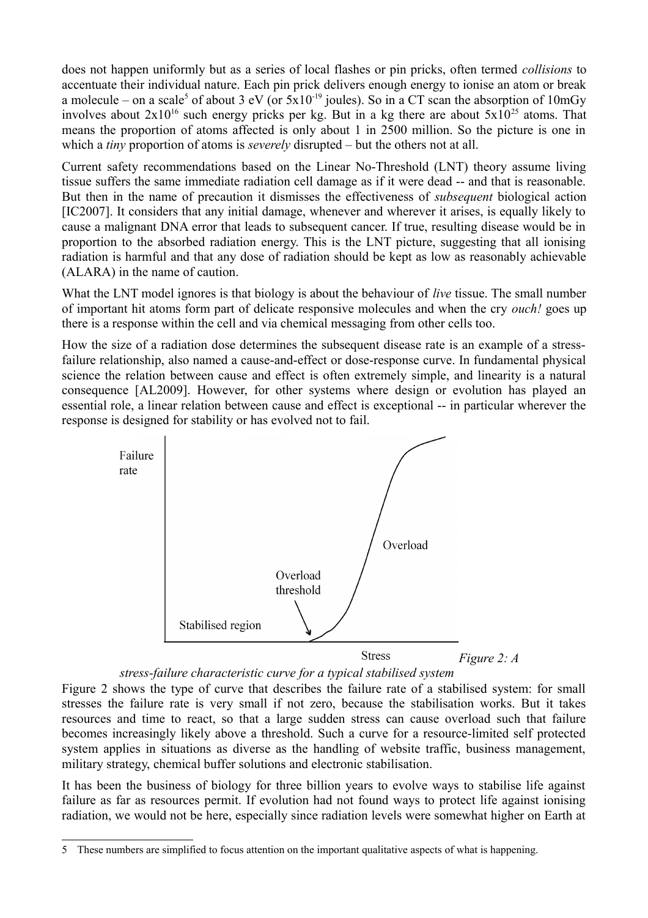does not happen uniformly but as a series of local flashes or pin pricks, often termed *collisions* to accentuate their individual nature. Each pin prick delivers enough energy to ionise an atom or break a molecule – on a scale[5] of about 3 eV (or $5 \times 10^{-19}$ joules). So in a CT scan the absorption of 10mGy involves about $2 \times 10^{16}$ such energy pricks per kg. But in a kg there are about $5 \times 10^{25}$ atoms. That means the proportion of atoms affected is only about 1 in 2500 million. So the picture is one in which a *tiny* proportion of atoms is *severely* disrupted – but the others not at all.

Current safety recommendations based on the Linear No-Threshold (LNT) theory assume living tissue suffers the same immediate radiation cell damage as if it were dead -- and that is reasonable. But then in the name of precaution it dismisses the effectiveness of *subsequent* biological action [IC2007]. It considers that any initial damage, whenever and wherever it arises, is equally likely to cause a malignant DNA error that leads to subsequent cancer. If true, resulting disease would be in proportion to the absorbed radiation energy. This is the LNT picture, suggesting that all ionising radiation is harmful and that any dose of radiation should be kept as low as reasonably achievable (ALARA) in the name of caution.

What the LNT model ignores is that biology is about the behaviour of *live* tissue. The small number of important hit atoms form part of delicate responsive molecules and when the cry *ouch!* goes up there is a response within the cell and via chemical messaging from other cells too.

How the size of a radiation dose determines the subsequent disease rate is an example of a stress-failure relationship, also named a cause-and-effect or dose-response curve. In fundamental physical science the relation between cause and effect is often extremely simple, and linearity is a natural consequence [AL2009]. However, for other systems where design or evolution has played an essential role, a linear relation between cause and effect is exceptional -- in particular wherever the response is designed for stability or has evolved not to fail.

*Figure 2: A stress-failure characteristic curve for a typical stabilised system*

Figure 2 shows the type of curve that describes the failure rate of a stabilised system: for small stresses the failure rate is very small if not zero, because the stabilisation works. But it takes resources and time to react, so that a large sudden stress can cause overload such that failure becomes increasingly likely above a threshold. Such a curve for a resource-limited self protected system applies in situations as diverse as the handling of website traffic, business management, military strategy, chemical buffer solutions and electronic stabilisation.

It has been the business of biology for three billion years to evolve ways to stabilise life against failure as far as resources permit. If evolution had not found ways to protect life against ionising radiation, we would not be here, especially since radiation levels were somewhat higher on Earth at

[5] These numbers are simplified to focus attention on the important qualitative aspects of what is happening.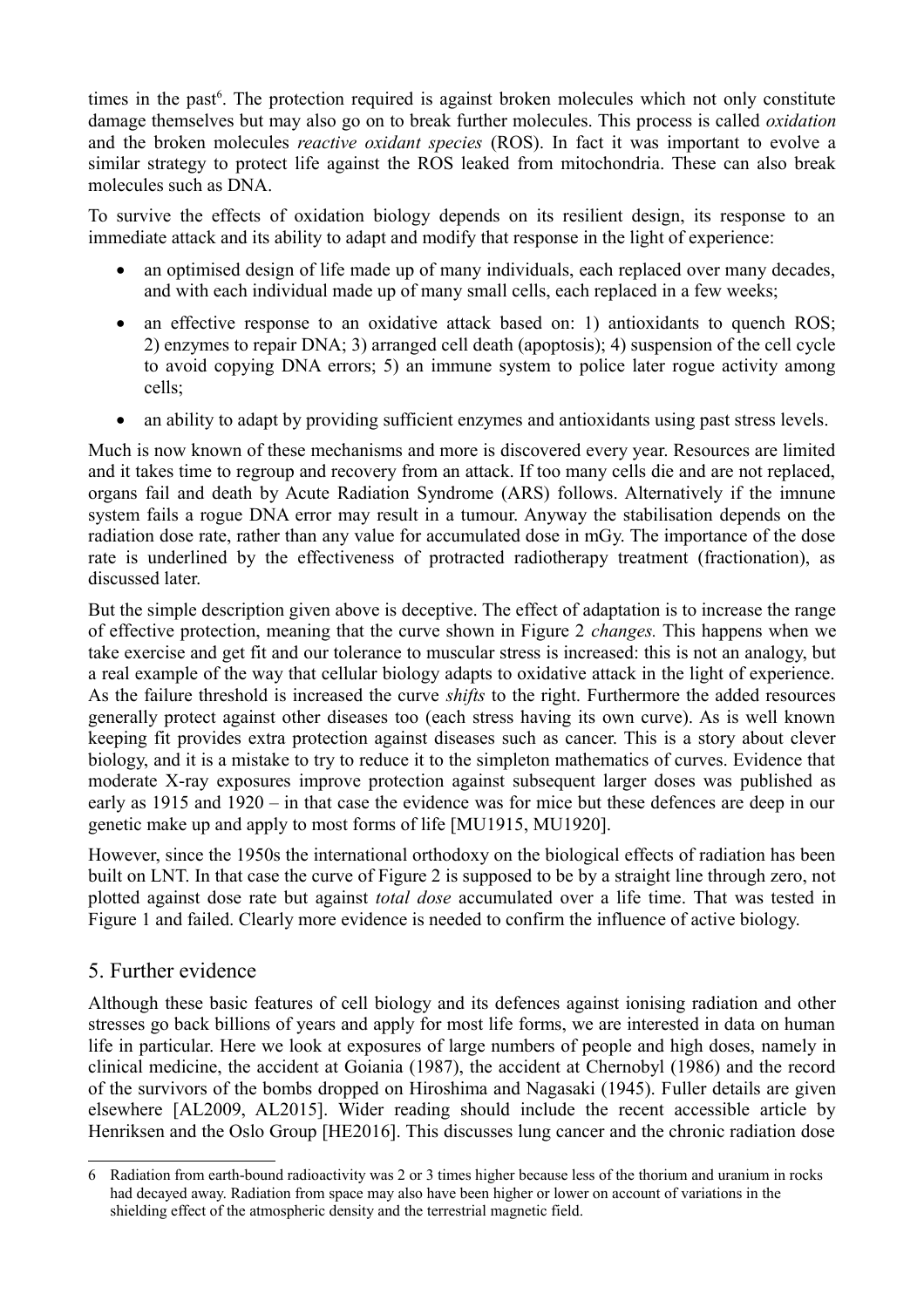times in the past[6]. The protection required is against broken molecules which not only constitute damage themselves but may also go on to break further molecules. This process is called *oxidation* and the broken molecules *reactive oxidant species* (ROS). In fact it was important to evolve a similar strategy to protect life against the ROS leaked from mitochondria. These can also break molecules such as DNA.

To survive the effects of oxidation biology depends on its resilient design, its response to an immediate attack and its ability to adapt and modify that response in the light of experience:

- an optimised design of life made up of many individuals, each replaced over many decades, and with each individual made up of many small cells, each replaced in a few weeks;
- an effective response to an oxidative attack based on: 1) antioxidants to quench ROS; 2) enzymes to repair DNA; 3) arranged cell death (apoptosis); 4) suspension of the cell cycle to avoid copying DNA errors; 5) an immune system to police later rogue activity among cells;
- an ability to adapt by providing sufficient enzymes and antioxidants using past stress levels.

Much is now known of these mechanisms and more is discovered every year. Resources are limited and it takes time to regroup and recovery from an attack. If too many cells die and are not replaced, organs fail and death by Acute Radiation Syndrome (ARS) follows. Alternatively if the imnune system fails a rogue DNA error may result in a tumour. Anyway the stabilisation depends on the radiation dose rate, rather than any value for accumulated dose in mGy. The importance of the dose rate is underlined by the effectiveness of protracted radiotherapy treatment (fractionation), as discussed later.

But the simple description given above is deceptive. The effect of adaptation is to increase the range of effective protection, meaning that the curve shown in Figure 2 *changes.* This happens when we take exercise and get fit and our tolerance to muscular stress is increased: this is not an analogy, but a real example of the way that cellular biology adapts to oxidative attack in the light of experience. As the failure threshold is increased the curve *shifts* to the right. Furthermore the added resources generally protect against other diseases too (each stress having its own curve). As is well known keeping fit provides extra protection against diseases such as cancer. This is a story about clever biology, and it is a mistake to try to reduce it to the simpleton mathematics of curves. Evidence that moderate X-ray exposures improve protection against subsequent larger doses was published as early as 1915 and 1920 – in that case the evidence was for mice but these defences are deep in our genetic make up and apply to most forms of life [MU1915, MU1920].

However, since the 1950s the international orthodoxy on the biological effects of radiation has been built on LNT. In that case the curve of Figure 2 is supposed to be by a straight line through zero, not plotted against dose rate but against *total dose* accumulated over a life time. That was tested in Figure 1 and failed. Clearly more evidence is needed to confirm the influence of active biology.

## 5. Further evidence

Although these basic features of cell biology and its defences against ionising radiation and other stresses go back billions of years and apply for most life forms, we are interested in data on human life in particular. Here we look at exposures of large numbers of people and high doses, namely in clinical medicine, the accident at Goiania (1987), the accident at Chernobyl (1986) and the record of the survivors of the bombs dropped on Hiroshima and Nagasaki (1945). Fuller details are given elsewhere [AL2009, AL2015]. Wider reading should include the recent accessible article by Henriksen and the Oslo Group [HE2016]. This discusses lung cancer and the chronic radiation dose

---

[6] Radiation from earth-bound radioactivity was 2 or 3 times higher because less of the thorium and uranium in rocks had decayed away. Radiation from space may also have been higher or lower on account of variations in the shielding effect of the atmospheric density and the terrestrial magnetic field.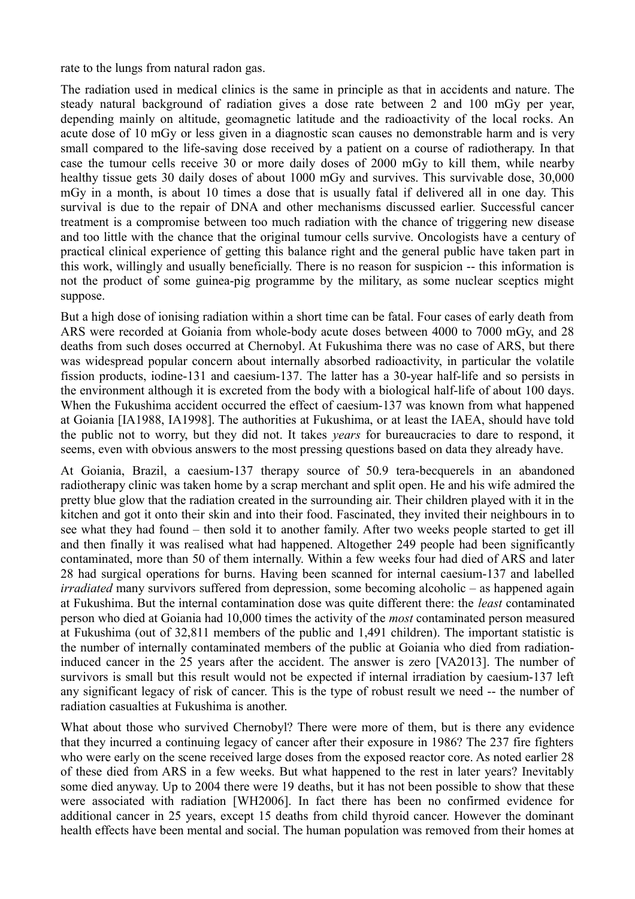rate to the lungs from natural radon gas.

The radiation used in medical clinics is the same in principle as that in accidents and nature. The steady natural background of radiation gives a dose rate between 2 and 100 mGy per year, depending mainly on altitude, geomagnetic latitude and the radioactivity of the local rocks. An acute dose of 10 mGy or less given in a diagnostic scan causes no demonstrable harm and is very small compared to the life-saving dose received by a patient on a course of radiotherapy. In that case the tumour cells receive 30 or more daily doses of 2000 mGy to kill them, while nearby healthy tissue gets 30 daily doses of about 1000 mGy and survives. This survivable dose, 30,000 mGy in a month, is about 10 times a dose that is usually fatal if delivered all in one day. This survival is due to the repair of DNA and other mechanisms discussed earlier. Successful cancer treatment is a compromise between too much radiation with the chance of triggering new disease and too little with the chance that the original tumour cells survive. Oncologists have a century of practical clinical experience of getting this balance right and the general public have taken part in this work, willingly and usually beneficially. There is no reason for suspicion -- this information is not the product of some guinea-pig programme by the military, as some nuclear sceptics might suppose.

But a high dose of ionising radiation within a short time can be fatal. Four cases of early death from ARS were recorded at Goiania from whole-body acute doses between 4000 to 7000 mGy, and 28 deaths from such doses occurred at Chernobyl. At Fukushima there was no case of ARS, but there was widespread popular concern about internally absorbed radioactivity, in particular the volatile fission products, iodine-131 and caesium-137. The latter has a 30-year half-life and so persists in the environment although it is excreted from the body with a biological half-life of about 100 days. When the Fukushima accident occurred the effect of caesium-137 was known from what happened at Goiania [IA1988, IA1998]. The authorities at Fukushima, or at least the IAEA, should have told the public not to worry, but they did not. It takes *years* for bureaucracies to dare to respond, it seems, even with obvious answers to the most pressing questions based on data they already have.

At Goiania, Brazil, a caesium-137 therapy source of 50.9 tera-becquerels in an abandoned radiotherapy clinic was taken home by a scrap merchant and split open. He and his wife admired the pretty blue glow that the radiation created in the surrounding air. Their children played with it in the kitchen and got it onto their skin and into their food. Fascinated, they invited their neighbours in to see what they had found – then sold it to another family. After two weeks people started to get ill and then finally it was realised what had happened. Altogether 249 people had been significantly contaminated, more than 50 of them internally. Within a few weeks four had died of ARS and later 28 had surgical operations for burns. Having been scanned for internal caesium-137 and labelled *irradiated* many survivors suffered from depression, some becoming alcoholic – as happened again at Fukushima. But the internal contamination dose was quite different there: the *least* contaminated person who died at Goiania had 10,000 times the activity of the *most* contaminated person measured at Fukushima (out of 32,811 members of the public and 1,491 children). The important statistic is the number of internally contaminated members of the public at Goiania who died from radiation-induced cancer in the 25 years after the accident. The answer is zero [VA2013]. The number of survivors is small but this result would not be expected if internal irradiation by caesium-137 left any significant legacy of risk of cancer. This is the type of robust result we need -- the number of radiation casualties at Fukushima is another.

What about those who survived Chernobyl? There were more of them, but is there any evidence that they incurred a continuing legacy of cancer after their exposure in 1986? The 237 fire fighters who were early on the scene received large doses from the exposed reactor core. As noted earlier 28 of these died from ARS in a few weeks. But what happened to the rest in later years? Inevitably some died anyway. Up to 2004 there were 19 deaths, but it has not been possible to show that these were associated with radiation [WH2006]. In fact there has been no confirmed evidence for additional cancer in 25 years, except 15 deaths from child thyroid cancer. However the dominant health effects have been mental and social. The human population was removed from their homes at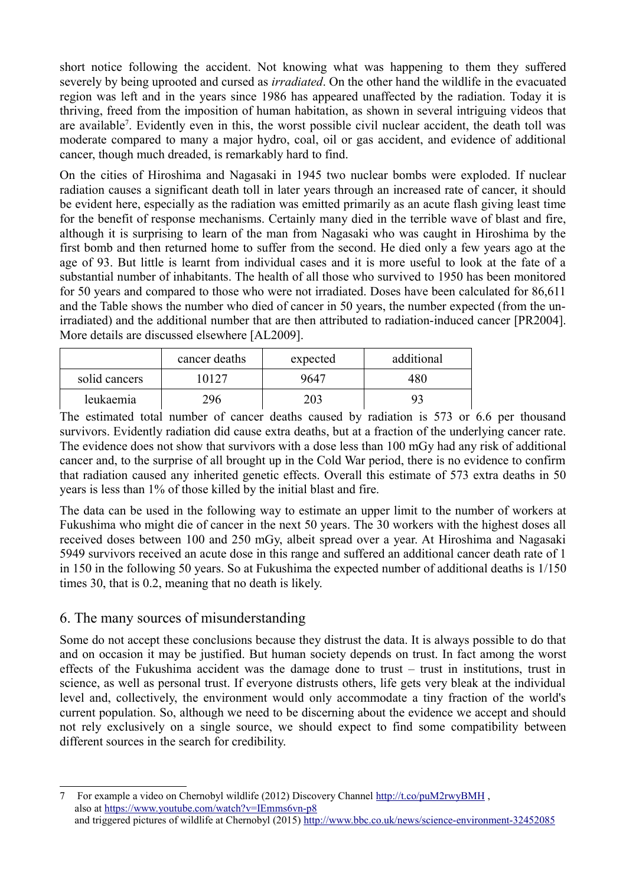short notice following the accident. Not knowing what was happening to them they suffered severely by being uprooted and cursed as *irradiated*. On the other hand the wildlife in the evacuated region was left and in the years since 1986 has appeared unaffected by the radiation. Today it is thriving, freed from the imposition of human habitation, as shown in several intriguing videos that are available[7]. Evidently even in this, the worst possible civil nuclear accident, the death toll was moderate compared to many a major hydro, coal, oil or gas accident, and evidence of additional cancer, though much dreaded, is remarkably hard to find.

On the cities of Hiroshima and Nagasaki in 1945 two nuclear bombs were exploded. If nuclear radiation causes a significant death toll in later years through an increased rate of cancer, it should be evident here, especially as the radiation was emitted primarily as an acute flash giving least time for the benefit of response mechanisms. Certainly many died in the terrible wave of blast and fire, although it is surprising to learn of the man from Nagasaki who was caught in Hiroshima by the first bomb and then returned home to suffer from the second. He died only a few years ago at the age of 93. But little is learnt from individual cases and it is more useful to look at the fate of a substantial number of inhabitants. The health of all those who survived to 1950 has been monitored for 50 years and compared to those who were not irradiated. Doses have been calculated for 86,611 and the Table shows the number who died of cancer in 50 years, the number expected (from the un-irradiated) and the additional number that are then attributed to radiation-induced cancer [PR2004]. More details are discussed elsewhere [AL2009].

| | cancer deaths | expected | additional |
|---|---|---|---|
| solid cancers | 10127 | 9647 | 480 |
| leukaemia | 296 | 203 | 93 |

The estimated total number of cancer deaths caused by radiation is 573 or 6.6 per thousand survivors. Evidently radiation did cause extra deaths, but at a fraction of the underlying cancer rate. The evidence does not show that survivors with a dose less than 100 mGy had any risk of additional cancer and, to the surprise of all brought up in the Cold War period, there is no evidence to confirm that radiation caused any inherited genetic effects. Overall this estimate of 573 extra deaths in 50 years is less than 1% of those killed by the initial blast and fire.

The data can be used in the following way to estimate an upper limit to the number of workers at Fukushima who might die of cancer in the next 50 years. The 30 workers with the highest doses all received doses between 100 and 250 mGy, albeit spread over a year. At Hiroshima and Nagasaki 5949 survivors received an acute dose in this range and suffered an additional cancer death rate of 1 in 150 in the following 50 years. So at Fukushima the expected number of additional deaths is 1/150 times 30, that is 0.2, meaning that no death is likely.

## 6. The many sources of misunderstanding

Some do not accept these conclusions because they distrust the data. It is always possible to do that and on occasion it may be justified. But human society depends on trust. In fact among the worst effects of the Fukushima accident was the damage done to trust – trust in institutions, trust in science, as well as personal trust. If everyone distrusts others, life gets very bleak at the individual level and, collectively, the environment would only accommodate a tiny fraction of the world's current population. So, although we need to be discerning about the evidence we accept and should not rely exclusively on a single source, we should expect to find some compatibility between different sources in the search for credibility.

---

7 For example a video on Chernobyl wildlife (2012) Discovery Channel http://t.co/puM2rwyBMH , also at https://www.youtube.com/watch?v=IEmms6vn-p8 and triggered pictures of wildlife at Chernobyl (2015) http://www.bbc.co.uk/news/science-environment-32452085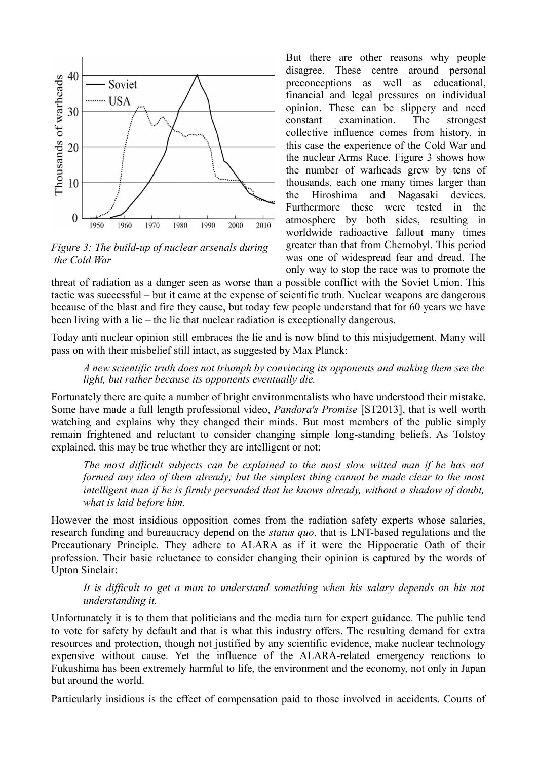Figure 3: The build-up of nuclear arsenals during the Cold War

But there are other reasons why people disagree. These centre around personal preconceptions as well as educational, financial and legal pressures on individual opinion. These can be slippery and need constant examination. The strongest collective influence comes from history, in this case the experience of the Cold War and the nuclear Arms Race. Figure 3 shows how the number of warheads grew by tens of thousands, each one many times larger than the Hiroshima and Nagasaki devices. Furthermore these were tested in the atmosphere by both sides, resulting in worldwide radioactive fallout many times greater than that from Chernobyl. This period was one of widespread fear and dread. The only way to stop the race was to promote the threat of radiation as a danger seen as worse than a possible conflict with the Soviet Union. This tactic was successful – but it came at the expense of scientific truth. Nuclear weapons are dangerous because of the blast and fire they cause, but today few people understand that for 60 years we have been living with a lie – the lie that nuclear radiation is exceptionally dangerous.

Today anti nuclear opinion still embraces the lie and is now blind to this misjudgement. Many will pass on with their misbelief still intact, as suggested by Max Planck:

> *A new scientific truth does not triumph by convincing its opponents and making them see the light, but rather because its opponents eventually die.*

Fortunately there are quite a number of bright environmentalists who have understood their mistake. Some have made a full length professional video, *Pandora's Promise* [ST2013], that is well worth watching and explains why they changed their minds. But most members of the public simply remain frightened and reluctant to consider changing simple long-standing beliefs. As Tolstoy explained, this may be true whether they are intelligent or not:

> *The most difficult subjects can be explained to the most slow witted man if he has not formed any idea of them already; but the simplest thing cannot be made clear to the most intelligent man if he is firmly persuaded that he knows already, without a shadow of doubt, what is laid before him.*

However the most insidious opposition comes from the radiation safety experts whose salaries, research funding and bureaucracy depend on the *status quo*, that is LNT-based regulations and the Precautionary Principle. They adhere to ALARA as if it were the Hippocratic Oath of their profession. Their basic reluctance to consider changing their opinion is captured by the words of Upton Sinclair:

> *It is difficult to get a man to understand something when his salary depends on his not understanding it.*

Unfortunately it is to them that politicians and the media turn for expert guidance. The public tend to vote for safety by default and that is what this industry offers. The resulting demand for extra resources and protection, though not justified by any scientific evidence, make nuclear technology expensive without cause. Yet the influence of the ALARA-related emergency reactions to Fukushima has been extremely harmful to life, the environment and the economy, not only in Japan but around the world.

Particularly insidious is the effect of compensation paid to those involved in accidents. Courts of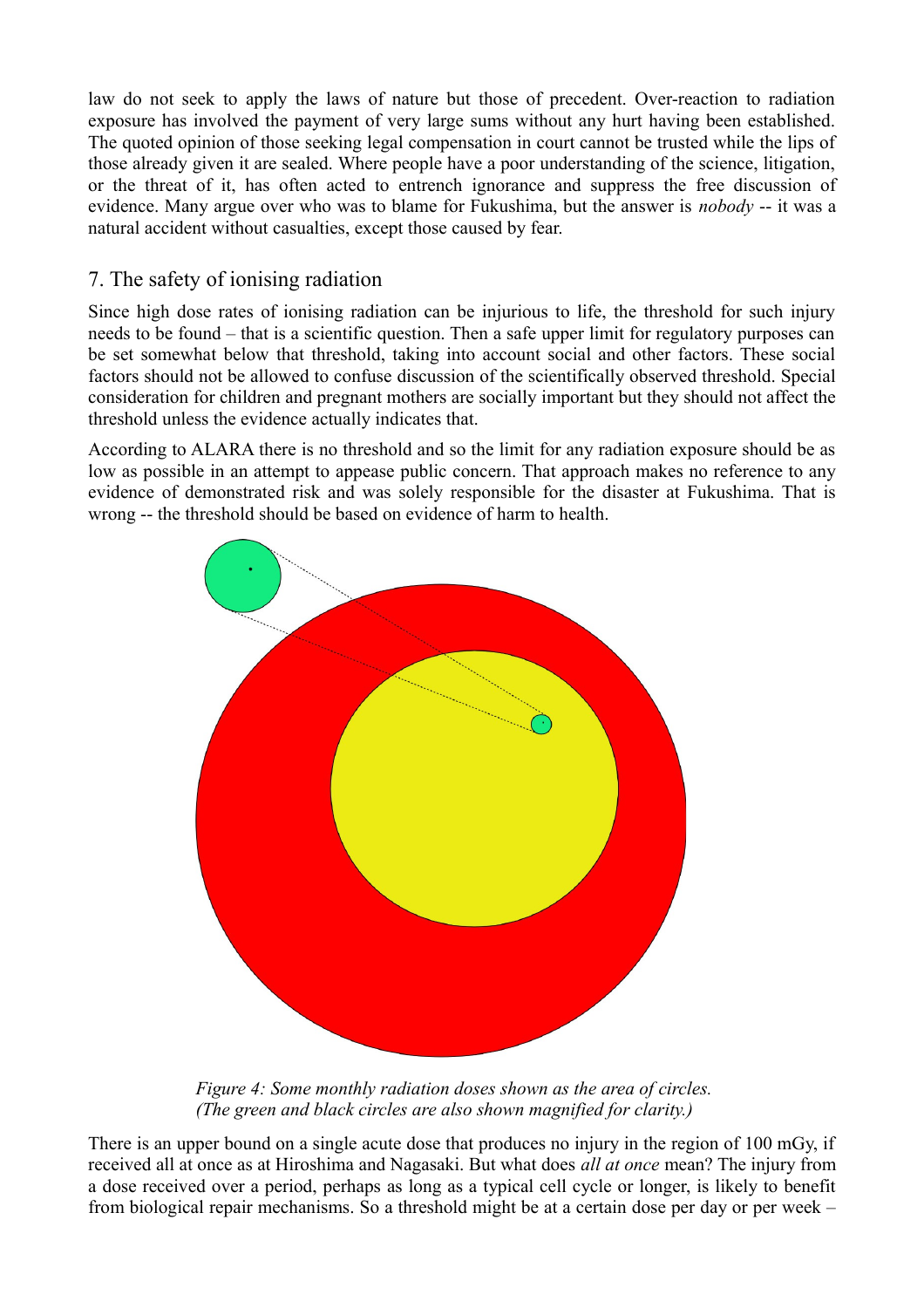law do not seek to apply the laws of nature but those of precedent. Over-reaction to radiation exposure has involved the payment of very large sums without any hurt having been established. The quoted opinion of those seeking legal compensation in court cannot be trusted while the lips of those already given it are sealed. Where people have a poor understanding of the science, litigation, or the threat of it, has often acted to entrench ignorance and suppress the free discussion of evidence. Many argue over who was to blame for Fukushima, but the answer is *nobody* -- it was a natural accident without casualties, except those caused by fear.

## 7. The safety of ionising radiation

Since high dose rates of ionising radiation can be injurious to life, the threshold for such injury needs to be found – that is a scientific question. Then a safe upper limit for regulatory purposes can be set somewhat below that threshold, taking into account social and other factors. These social factors should not be allowed to confuse discussion of the scientifically observed threshold. Special consideration for children and pregnant mothers are socially important but they should not affect the threshold unless the evidence actually indicates that.

According to ALARA there is no threshold and so the limit for any radiation exposure should be as low as possible in an attempt to appease public concern. That approach makes no reference to any evidence of demonstrated risk and was solely responsible for the disaster at Fukushima. That is wrong -- the threshold should be based on evidence of harm to health.

*Figure 4: Some monthly radiation doses shown as the area of circles. (The green and black circles are also shown magnified for clarity.)*

There is an upper bound on a single acute dose that produces no injury in the region of 100 mGy, if received all at once as at Hiroshima and Nagasaki. But what does *all at once* mean? The injury from a dose received over a period, perhaps as long as a typical cell cycle or longer, is likely to benefit from biological repair mechanisms. So a threshold might be at a certain dose per day or per week –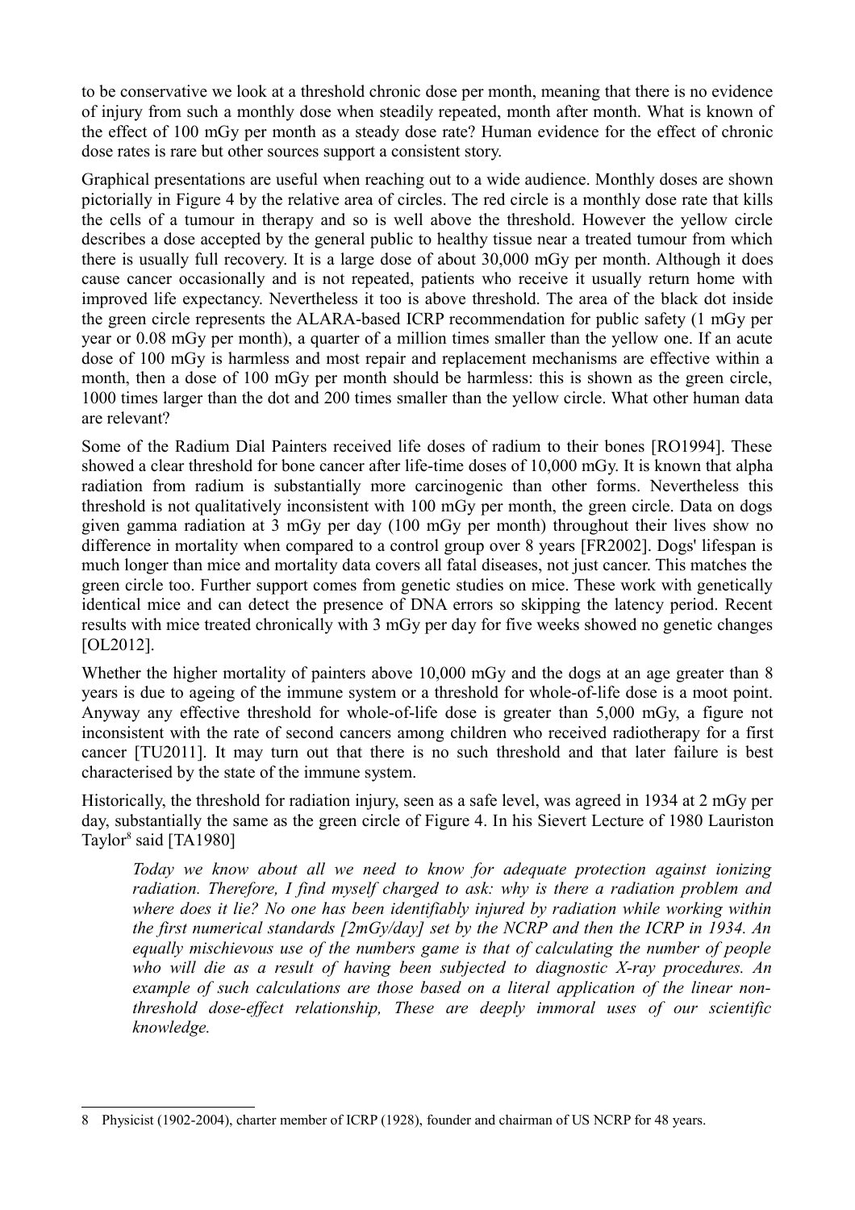to be conservative we look at a threshold chronic dose per month, meaning that there is no evidence of injury from such a monthly dose when steadily repeated, month after month. What is known of the effect of 100 mGy per month as a steady dose rate? Human evidence for the effect of chronic dose rates is rare but other sources support a consistent story.

Graphical presentations are useful when reaching out to a wide audience. Monthly doses are shown pictorially in Figure 4 by the relative area of circles. The red circle is a monthly dose rate that kills the cells of a tumour in therapy and so is well above the threshold. However the yellow circle describes a dose accepted by the general public to healthy tissue near a treated tumour from which there is usually full recovery. It is a large dose of about 30,000 mGy per month. Although it does cause cancer occasionally and is not repeated, patients who receive it usually return home with improved life expectancy. Nevertheless it too is above threshold. The area of the black dot inside the green circle represents the ALARA-based ICRP recommendation for public safety (1 mGy per year or 0.08 mGy per month), a quarter of a million times smaller than the yellow one. If an acute dose of 100 mGy is harmless and most repair and replacement mechanisms are effective within a month, then a dose of 100 mGy per month should be harmless: this is shown as the green circle, 1000 times larger than the dot and 200 times smaller than the yellow circle. What other human data are relevant?

Some of the Radium Dial Painters received life doses of radium to their bones [RO1994]. These showed a clear threshold for bone cancer after life-time doses of 10,000 mGy. It is known that alpha radiation from radium is substantially more carcinogenic than other forms. Nevertheless this threshold is not qualitatively inconsistent with 100 mGy per month, the green circle. Data on dogs given gamma radiation at 3 mGy per day (100 mGy per month) throughout their lives show no difference in mortality when compared to a control group over 8 years [FR2002]. Dogs' lifespan is much longer than mice and mortality data covers all fatal diseases, not just cancer. This matches the green circle too. Further support comes from genetic studies on mice. These work with genetically identical mice and can detect the presence of DNA errors so skipping the latency period. Recent results with mice treated chronically with 3 mGy per day for five weeks showed no genetic changes [OL2012].

Whether the higher mortality of painters above 10,000 mGy and the dogs at an age greater than 8 years is due to ageing of the immune system or a threshold for whole-of-life dose is a moot point. Anyway any effective threshold for whole-of-life dose is greater than 5,000 mGy, a figure not inconsistent with the rate of second cancers among children who received radiotherapy for a first cancer [TU2011]. It may turn out that there is no such threshold and that later failure is best characterised by the state of the immune system.

Historically, the threshold for radiation injury, seen as a safe level, was agreed in 1934 at 2 mGy per day, substantially the same as the green circle of Figure 4. In his Sievert Lecture of 1980 Lauriston Taylor[8] said [TA1980]

> *Today we know about all we need to know for adequate protection against ionizing radiation. Therefore, I find myself charged to ask: why is there a radiation problem and where does it lie? No one has been identifiably injured by radiation while working within the first numerical standards [2mGy/day] set by the NCRP and then the ICRP in 1934. An equally mischievous use of the numbers game is that of calculating the number of people who will die as a result of having been subjected to diagnostic X-ray procedures. An example of such calculations are those based on a literal application of the linear non-threshold dose-effect relationship, These are deeply immoral uses of our scientific knowledge.*

---

8 Physicist (1902-2004), charter member of ICRP (1928), founder and chairman of US NCRP for 48 years.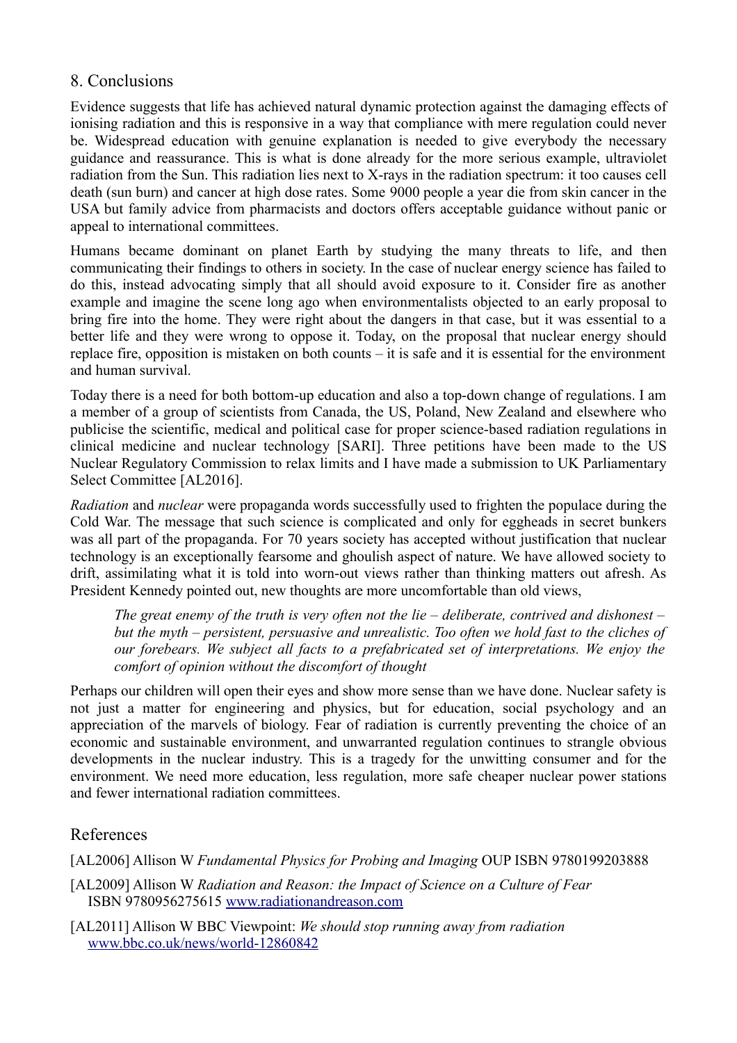## 8. Conclusions

Evidence suggests that life has achieved natural dynamic protection against the damaging effects of ionising radiation and this is responsive in a way that compliance with mere regulation could never be. Widespread education with genuine explanation is needed to give everybody the necessary guidance and reassurance. This is what is done already for the more serious example, ultraviolet radiation from the Sun. This radiation lies next to X-rays in the radiation spectrum: it too causes cell death (sun burn) and cancer at high dose rates. Some 9000 people a year die from skin cancer in the USA but family advice from pharmacists and doctors offers acceptable guidance without panic or appeal to international committees.

Humans became dominant on planet Earth by studying the many threats to life, and then communicating their findings to others in society. In the case of nuclear energy science has failed to do this, instead advocating simply that all should avoid exposure to it. Consider fire as another example and imagine the scene long ago when environmentalists objected to an early proposal to bring fire into the home. They were right about the dangers in that case, but it was essential to a better life and they were wrong to oppose it. Today, on the proposal that nuclear energy should replace fire, opposition is mistaken on both counts – it is safe and it is essential for the environment and human survival.

Today there is a need for both bottom-up education and also a top-down change of regulations. I am a member of a group of scientists from Canada, the US, Poland, New Zealand and elsewhere who publicise the scientific, medical and political case for proper science-based radiation regulations in clinical medicine and nuclear technology [SARI]. Three petitions have been made to the US Nuclear Regulatory Commission to relax limits and I have made a submission to UK Parliamentary Select Committee [AL2016].

*Radiation* and *nuclear* were propaganda words successfully used to frighten the populace during the Cold War. The message that such science is complicated and only for eggheads in secret bunkers was all part of the propaganda. For 70 years society has accepted without justification that nuclear technology is an exceptionally fearsome and ghoulish aspect of nature. We have allowed society to drift, assimilating what it is told into worn-out views rather than thinking matters out afresh. As President Kennedy pointed out, new thoughts are more uncomfortable than old views,

> *The great enemy of the truth is very often not the lie – deliberate, contrived and dishonest – but the myth – persistent, persuasive and unrealistic. Too often we hold fast to the cliches of our forebears. We subject all facts to a prefabricated set of interpretations. We enjoy the comfort of opinion without the discomfort of thought*

Perhaps our children will open their eyes and show more sense than we have done. Nuclear safety is not just a matter for engineering and physics, but for education, social psychology and an appreciation of the marvels of biology. Fear of radiation is currently preventing the choice of an economic and sustainable environment, and unwarranted regulation continues to strangle obvious developments in the nuclear industry. This is a tragedy for the unwitting consumer and for the environment. We need more education, less regulation, more safe cheaper nuclear power stations and fewer international radiation committees.

## References

[AL2006] Allison W *Fundamental Physics for Probing and Imaging* OUP ISBN 9780199203888

[AL2009] Allison W *Radiation and Reason: the Impact of Science on a Culture of Fear* ISBN 9780956275615 www.radiationandreason.com

[AL2011] Allison W BBC Viewpoint: *We should stop running away from radiation* www.bbc.co.uk/news/world-12860842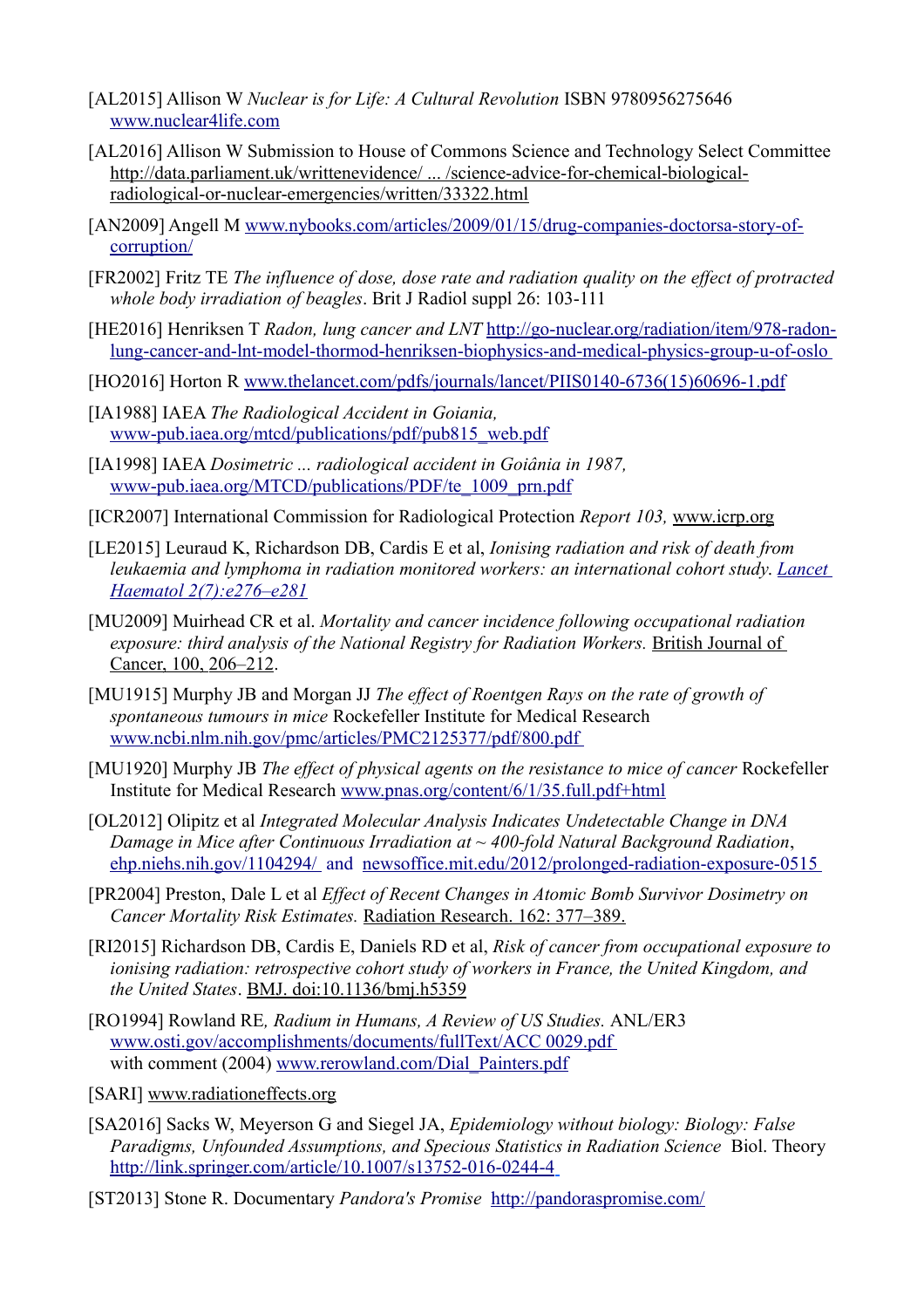[AL2015] Allison W *Nuclear is for Life: A Cultural Revolution* ISBN 9780956275646 www.nuclear4life.com

[AL2016] Allison W Submission to House of Commons Science and Technology Select Committee http://data.parliament.uk/writtenevidence/ ... /science-advice-for-chemical-biological-radiological-or-nuclear-emergencies/written/33322.html

[AN2009] Angell M www.nybooks.com/articles/2009/01/15/drug-companies-doctorsa-story-of-corruption/

[FR2002] Fritz TE *The influence of dose, dose rate and radiation quality on the effect of protracted whole body irradiation of beagles*. Brit J Radiol suppl 26: 103-111

[HE2016] Henriksen T *Radon, lung cancer and LNT* http://go-nuclear.org/radiation/item/978-radon-lung-cancer-and-lnt-model-thormod-henriksen-biophysics-and-medical-physics-group-u-of-oslo

[HO2016] Horton R www.thelancet.com/pdfs/journals/lancet/PIIS0140-6736(15)60696-1.pdf

[IA1988] IAEA *The Radiological Accident in Goiania,* www-pub.iaea.org/mtcd/publications/pdf/pub815_web.pdf

[IA1998] IAEA *Dosimetric ... radiological accident in Goiânia in 1987,* www-pub.iaea.org/MTCD/publications/PDF/te_1009_prn.pdf

[ICR2007] International Commission for Radiological Protection *Report 103,* www.icrp.org

[LE2015] Leuraud K, Richardson DB, Cardis E et al, *Ionising radiation and risk of death from leukaemia and lymphoma in radiation monitored workers: an international cohort study. Lancet Haematol 2(7):e276–e281*

[MU2009] Muirhead CR et al. *Mortality and cancer incidence following occupational radiation exposure: third analysis of the National Registry for Radiation Workers.* British Journal of Cancer, 100, 206–212.

[MU1915] Murphy JB and Morgan JJ *The effect of Roentgen Rays on the rate of growth of spontaneous tumours in mice* Rockefeller Institute for Medical Research www.ncbi.nlm.nih.gov/pmc/articles/PMC2125377/pdf/800.pdf

[MU1920] Murphy JB *The effect of physical agents on the resistance to mice of cancer* Rockefeller Institute for Medical Research www.pnas.org/content/6/1/35.full.pdf+html

[OL2012] Olipitz et al *Integrated Molecular Analysis Indicates Undetectable Change in DNA Damage in Mice after Continuous Irradiation at ~ 400-fold Natural Background Radiation*, ehp.niehs.nih.gov/1104294/ and newsoffice.mit.edu/2012/prolonged-radiation-exposure-0515

[PR2004] Preston, Dale L et al *Effect of Recent Changes in Atomic Bomb Survivor Dosimetry on Cancer Mortality Risk Estimates.* Radiation Research. 162: 377–389.

[RI2015] Richardson DB, Cardis E, Daniels RD et al, *Risk of cancer from occupational exposure to ionising radiation: retrospective cohort study of workers in France, the United Kingdom, and the United States*. BMJ. doi:10.1136/bmj.h5359

[RO1994] Rowland RE*, Radium in Humans, A Review of US Studies.* ANL/ER3 www.osti.gov/accomplishments/documents/fullText/ACC 0029.pdf with comment (2004) www.rerowland.com/Dial_Painters.pdf

[SARI] www.radiationeffects.org

[SA2016] Sacks W, Meyerson G and Siegel JA, *Epidemiology without biology: Biology: False Paradigms, Unfounded Assumptions, and Specious Statistics in Radiation Science* Biol. Theory http://link.springer.com/article/10.1007/s13752-016-0244-4

[ST2013] Stone R. Documentary *Pandora's Promise* http://pandoraspromise.com/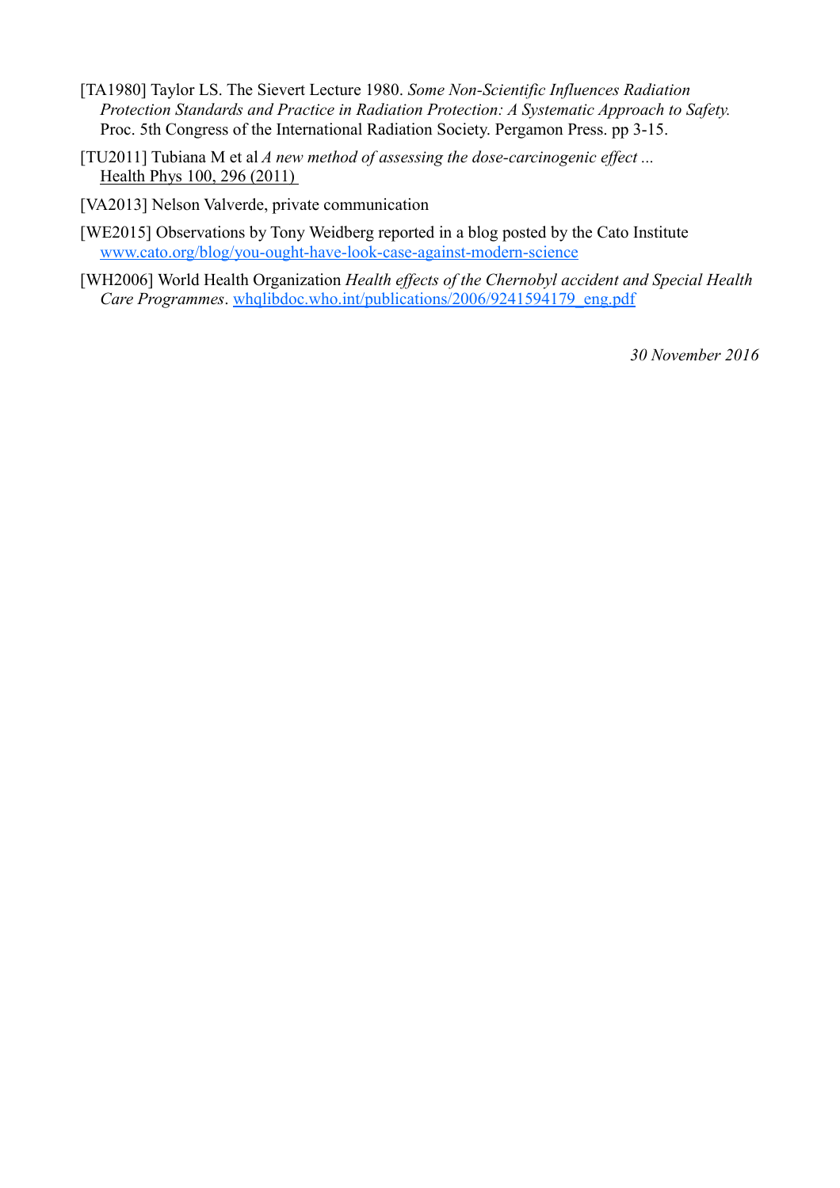[TA1980] Taylor LS. The Sievert Lecture 1980. *Some Non-Scientific Influences Radiation Protection Standards and Practice in Radiation Protection: A Systematic Approach to Safety.* Proc. 5th Congress of the International Radiation Society. Pergamon Press. pp 3-15.

[TU2011] Tubiana M et al *A new method of assessing the dose-carcinogenic effect ...* Health Phys 100, 296 (2011)

[VA2013] Nelson Valverde, private communication

[WE2015] Observations by Tony Weidberg reported in a blog posted by the Cato Institute www.cato.org/blog/you-ought-have-look-case-against-modern-science

[WH2006] World Health Organization *Health effects of the Chernobyl accident and Special Health Care Programmes*. whqlibdoc.who.int/publications/2006/9241594179_eng.pdf

*30 November 2016*